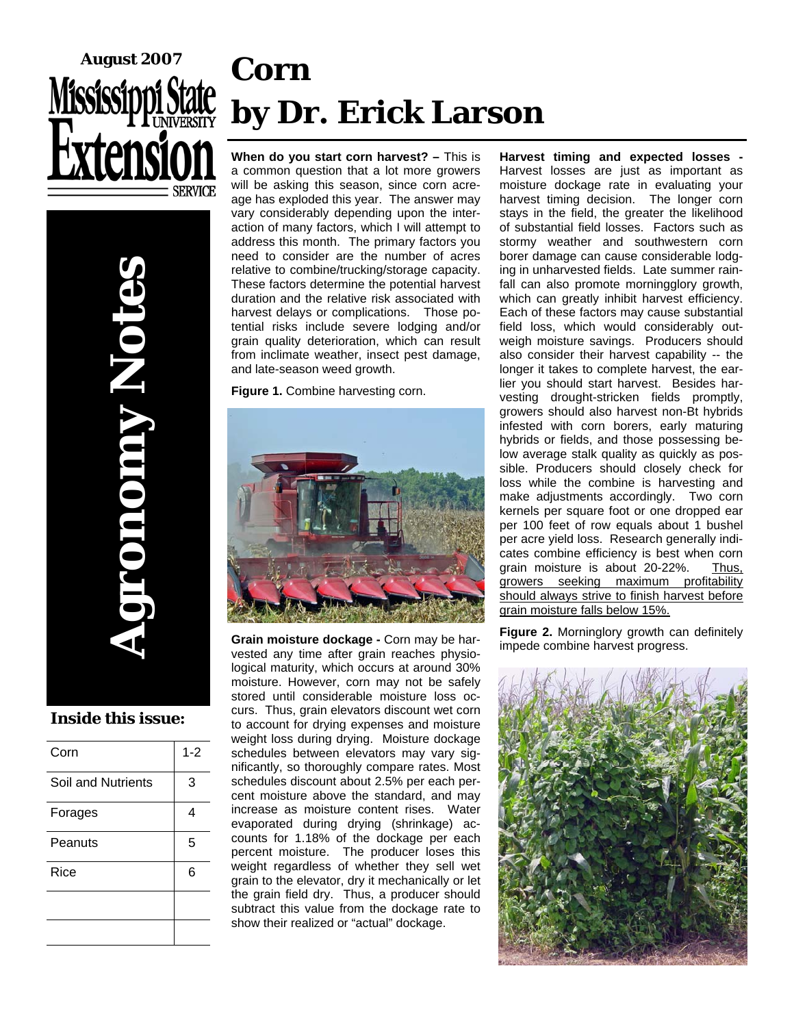August 2007

Mississippi State University Extension Service

# Agronomy Notes

## Inside this issue:

| Corn | 1-2 |
| --- | --- |
| Soil and Nutrients | 3 |
| Forages | 4 |
| Peanuts | 5 |
| Rice | 6 |
| | |
| | |

# Corn
# by Dr. Erick Larson

**When do you start corn harvest? –** This is a common question that a lot more growers will be asking this season, since corn acreage has exploded this year. The answer may vary considerably depending upon the interaction of many factors, which I will attempt to address this month. The primary factors you need to consider are the number of acres relative to combine/trucking/storage capacity. These factors determine the potential harvest duration and the relative risk associated with harvest delays or complications. Those potential risks include severe lodging and/or grain quality deterioration, which can result from inclimate weather, insect pest damage, and late-season weed growth.

**Figure 1.** Combine harvesting corn.

**Grain moisture dockage -** Corn may be harvested any time after grain reaches physiological maturity, which occurs at around 30% moisture. However, corn may not be safely stored until considerable moisture loss occurs. Thus, grain elevators discount wet corn to account for drying expenses and moisture weight loss during drying. Moisture dockage schedules between elevators may vary significantly, so thoroughly compare rates. Most schedules discount about 2.5% per each percent moisture above the standard, and may increase as moisture content rises. Water evaporated during drying (shrinkage) accounts for 1.18% of the dockage per each percent moisture. The producer loses this weight regardless of whether they sell wet grain to the elevator, dry it mechanically or let the grain field dry. Thus, a producer should subtract this value from the dockage rate to show their realized or "actual" dockage.

**Harvest timing and expected losses -** Harvest losses are just as important as moisture dockage rate in evaluating your harvest timing decision. The longer corn stays in the field, the greater the likelihood of substantial field losses. Factors such as stormy weather and southwestern corn borer damage can cause considerable lodging in unharvested fields. Late summer rainfall can also promote morningglory growth, which can greatly inhibit harvest efficiency. Each of these factors may cause substantial field loss, which would considerably outweigh moisture savings. Producers should also consider their harvest capability -- the longer it takes to complete harvest, the earlier you should start harvest. Besides harvesting drought-stricken fields promptly, growers should also harvest non-Bt hybrids infested with corn borers, early maturing hybrids or fields, and those possessing below average stalk quality as quickly as possible. Producers should closely check for loss while the combine is harvesting and make adjustments accordingly. Two corn kernels per square foot or one dropped ear per 100 feet of row equals about 1 bushel per acre yield loss. Research generally indicates combine efficiency is best when corn grain moisture is about 20-22%. Thus, growers seeking maximum profitability should always strive to finish harvest before grain moisture falls below 15%.

**Figure 2.** Morningglory growth can definitely impede combine harvest progress.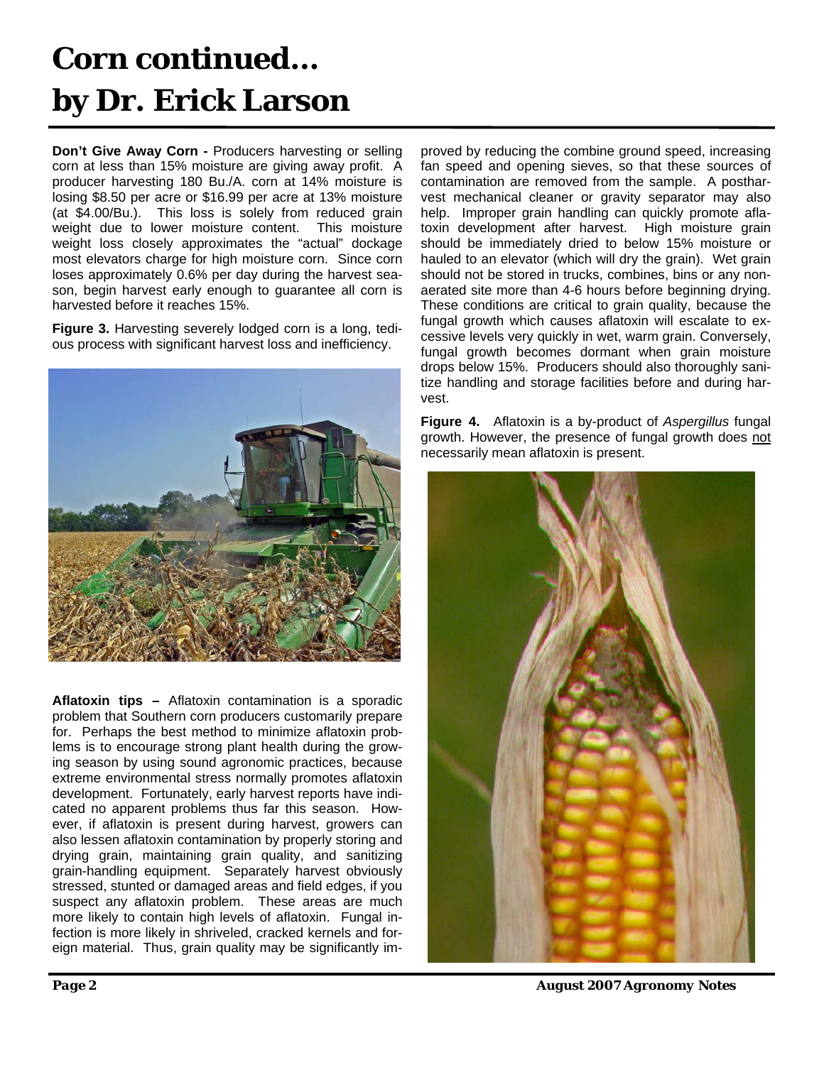# Corn continued... by Dr. Erick Larson

**Don't Give Away Corn -** Producers harvesting or selling corn at less than 15% moisture are giving away profit. A producer harvesting 180 Bu./A. corn at 14% moisture is losing $8.50 per acre or $16.99 per acre at 13% moisture (at $4.00/Bu.). This loss is solely from reduced grain weight due to lower moisture content. This moisture weight loss closely approximates the "actual" dockage most elevators charge for high moisture corn. Since corn loses approximately 0.6% per day during the harvest season, begin harvest early enough to guarantee all corn is harvested before it reaches 15%.

**Figure 3.** Harvesting severely lodged corn is a long, tedious process with significant harvest loss and inefficiency.

**Aflatoxin tips –** Aflatoxin contamination is a sporadic problem that Southern corn producers customarily prepare for. Perhaps the best method to minimize aflatoxin problems is to encourage strong plant health during the growing season by using sound agronomic practices, because extreme environmental stress normally promotes aflatoxin development. Fortunately, early harvest reports have indicated no apparent problems thus far this season. However, if aflatoxin is present during harvest, growers can also lessen aflatoxin contamination by properly storing and drying grain, maintaining grain quality, and sanitizing grain-handling equipment. Separately harvest obviously stressed, stunted or damaged areas and field edges, if you suspect any aflatoxin problem. These areas are much more likely to contain high levels of aflatoxin. Fungal infection is more likely in shriveled, cracked kernels and foreign material. Thus, grain quality may be significantly improved by reducing the combine ground speed, increasing fan speed and opening sieves, so that these sources of contamination are removed from the sample. A postharvest mechanical cleaner or gravity separator may also help. Improper grain handling can quickly promote aflatoxin development after harvest. High moisture grain should be immediately dried to below 15% moisture or hauled to an elevator (which will dry the grain). Wet grain should not be stored in trucks, combines, bins or any non-aerated site more than 4-6 hours before beginning drying. These conditions are critical to grain quality, because the fungal growth which causes aflatoxin will escalate to excessive levels very quickly in wet, warm grain. Conversely, fungal growth becomes dormant when grain moisture drops below 15%. Producers should also thoroughly sanitize handling and storage facilities before and during harvest.

**Figure 4.** Aflatoxin is a by-product of *Aspergillus* fungal growth. However, the presence of fungal growth does not necessarily mean aflatoxin is present.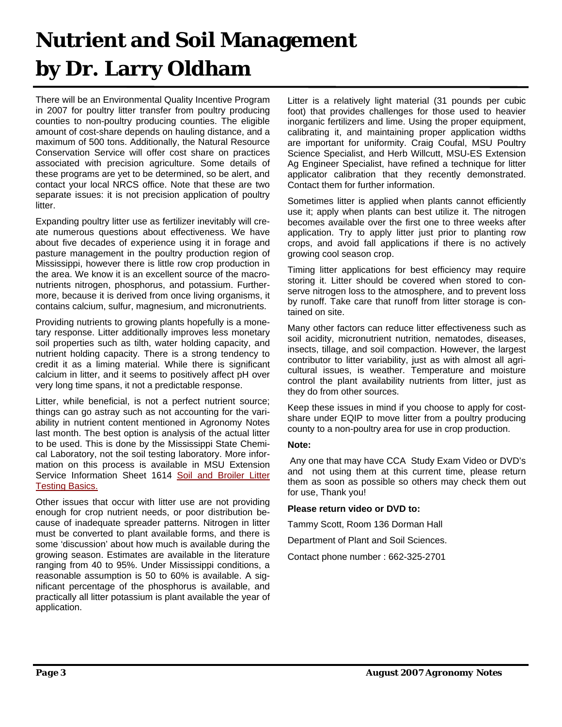# Nutrient and Soil Management by Dr. Larry Oldham

There will be an Environmental Quality Incentive Program in 2007 for poultry litter transfer from poultry producing counties to non-poultry producing counties. The eligible amount of cost-share depends on hauling distance, and a maximum of 500 tons. Additionally, the Natural Resource Conservation Service will offer cost share on practices associated with precision agriculture. Some details of these programs are yet to be determined, so be alert, and contact your local NRCS office. Note that these are two separate issues: it is not precision application of poultry litter.

Expanding poultry litter use as fertilizer inevitably will create numerous questions about effectiveness. We have about five decades of experience using it in forage and pasture management in the poultry production region of Mississippi, however there is little row crop production in the area. We know it is an excellent source of the macronutrients nitrogen, phosphorus, and potassium. Furthermore, because it is derived from once living organisms, it contains calcium, sulfur, magnesium, and micronutrients.

Providing nutrients to growing plants hopefully is a monetary response. Litter additionally improves less monetary soil properties such as tilth, water holding capacity, and nutrient holding capacity. There is a strong tendency to credit it as a liming material. While there is significant calcium in litter, and it seems to positively affect pH over very long time spans, it not a predictable response.

Litter, while beneficial, is not a perfect nutrient source; things can go astray such as not accounting for the variability in nutrient content mentioned in Agronomy Notes last month. The best option is analysis of the actual litter to be used. This is done by the Mississippi State Chemical Laboratory, not the soil testing laboratory. More information on this process is available in MSU Extension Service Information Sheet 1614 Soil and Broiler Litter Testing Basics.

Other issues that occur with litter use are not providing enough for crop nutrient needs, or poor distribution because of inadequate spreader patterns. Nitrogen in litter must be converted to plant available forms, and there is some 'discussion' about how much is available during the growing season. Estimates are available in the literature ranging from 40 to 95%. Under Mississippi conditions, a reasonable assumption is 50 to 60% is available. A significant percentage of the phosphorus is available, and practically all litter potassium is plant available the year of application.

Litter is a relatively light material (31 pounds per cubic foot) that provides challenges for those used to heavier inorganic fertilizers and lime. Using the proper equipment, calibrating it, and maintaining proper application widths are important for uniformity. Craig Coufal, MSU Poultry Science Specialist, and Herb Willcutt, MSU-ES Extension Ag Engineer Specialist, have refined a technique for litter applicator calibration that they recently demonstrated. Contact them for further information.

Sometimes litter is applied when plants cannot efficiently use it; apply when plants can best utilize it. The nitrogen becomes available over the first one to three weeks after application. Try to apply litter just prior to planting row crops, and avoid fall applications if there is no actively growing cool season crop.

Timing litter applications for best efficiency may require storing it. Litter should be covered when stored to conserve nitrogen loss to the atmosphere, and to prevent loss by runoff. Take care that runoff from litter storage is contained on site.

Many other factors can reduce litter effectiveness such as soil acidity, micronutrient nutrition, nematodes, diseases, insects, tillage, and soil compaction. However, the largest contributor to litter variability, just as with almost all agricultural issues, is weather. Temperature and moisture control the plant availability nutrients from litter, just as they do from other sources.

Keep these issues in mind if you choose to apply for cost-share under EQIP to move litter from a poultry producing county to a non-poultry area for use in crop production.

**Note:**

Any one that may have CCA Study Exam Video or DVD's and not using them at this current time, please return them as soon as possible so others may check them out for use, Thank you!

**Please return video or DVD to:**

Tammy Scott, Room 136 Dorman Hall

Department of Plant and Soil Sciences.

Contact phone number : 662-325-2701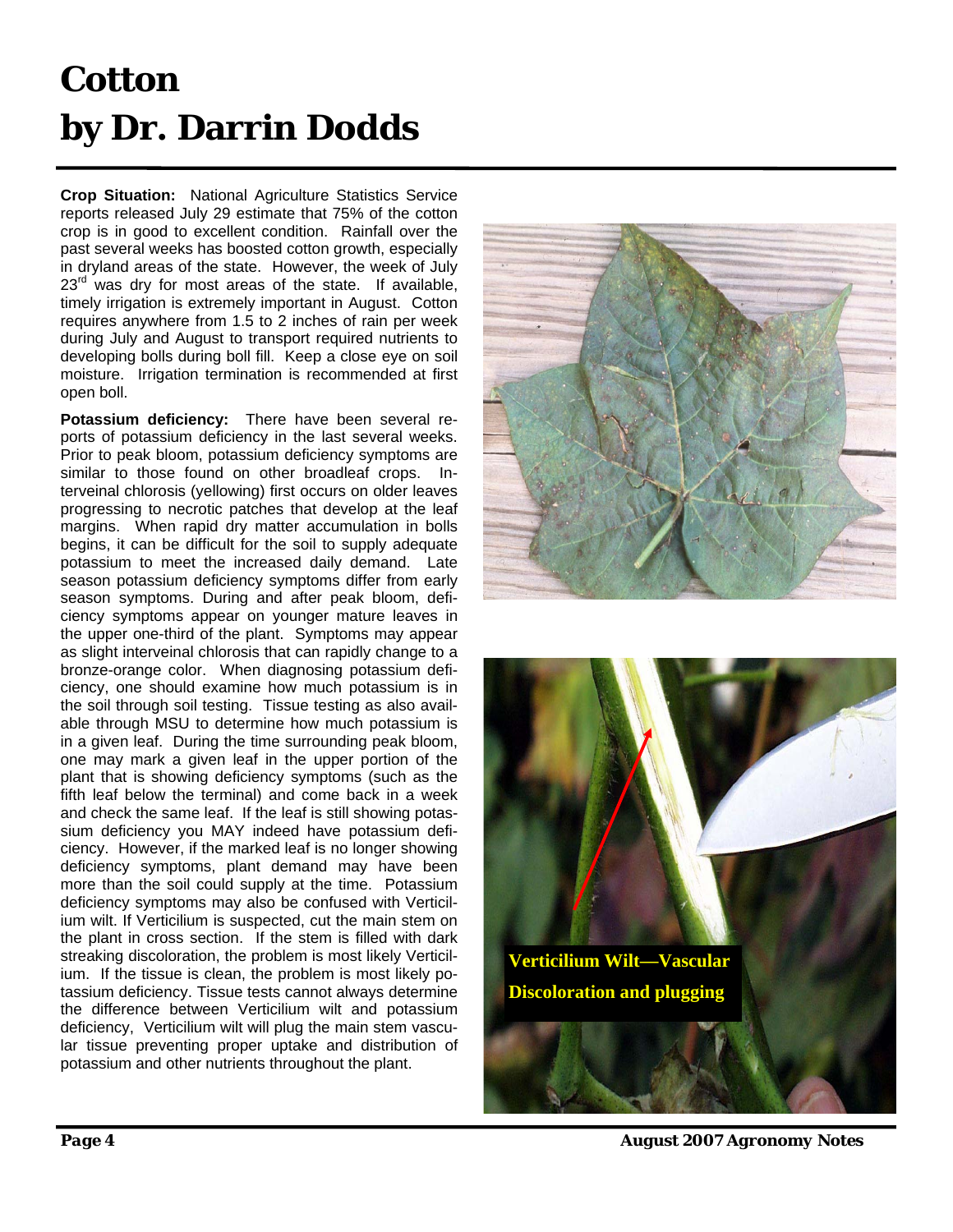# Cotton
# by Dr. Darrin Dodds

**Crop Situation:** National Agriculture Statistics Service reports released July 29 estimate that 75% of the cotton crop is in good to excellent condition. Rainfall over the past several weeks has boosted cotton growth, especially in dryland areas of the state. However, the week of July 23rd was dry for most areas of the state. If available, timely irrigation is extremely important in August. Cotton requires anywhere from 1.5 to 2 inches of rain per week during July and August to transport required nutrients to developing bolls during boll fill. Keep a close eye on soil moisture. Irrigation termination is recommended at first open boll.

**Potassium deficiency:** There have been several reports of potassium deficiency in the last several weeks. Prior to peak bloom, potassium deficiency symptoms are similar to those found on other broadleaf crops. Interveinal chlorosis (yellowing) first occurs on older leaves progressing to necrotic patches that develop at the leaf margins. When rapid dry matter accumulation in bolls begins, it can be difficult for the soil to supply adequate potassium to meet the increased daily demand. Late season potassium deficiency symptoms differ from early season symptoms. During and after peak bloom, deficiency symptoms appear on younger mature leaves in the upper one-third of the plant. Symptoms may appear as slight interveinal chlorosis that can rapidly change to a bronze-orange color. When diagnosing potassium deficiency, one should examine how much potassium is in the soil through soil testing. Tissue testing as also available through MSU to determine how much potassium is in a given leaf. During the time surrounding peak bloom, one may mark a given leaf in the upper portion of the plant that is showing deficiency symptoms (such as the fifth leaf below the terminal) and come back in a week and check the same leaf. If the leaf is still showing potassium deficiency you MAY indeed have potassium deficiency. However, if the marked leaf is no longer showing deficiency symptoms, plant demand may have been more than the soil could supply at the time. Potassium deficiency symptoms may also be confused with Verticillium wilt. If Verticillium is suspected, cut the main stem on the plant in cross section. If the stem is filled with dark streaking discoloration, the problem is most likely Verticillium. If the tissue is clean, the problem is most likely potassium deficiency. Tissue tests cannot always determine the difference between Verticillium wilt and potassium deficiency, Verticillium wilt will plug the main stem vascular tissue preventing proper uptake and distribution of potassium and other nutrients throughout the plant.

Verticillium Wilt—Vascular Discoloration and plugging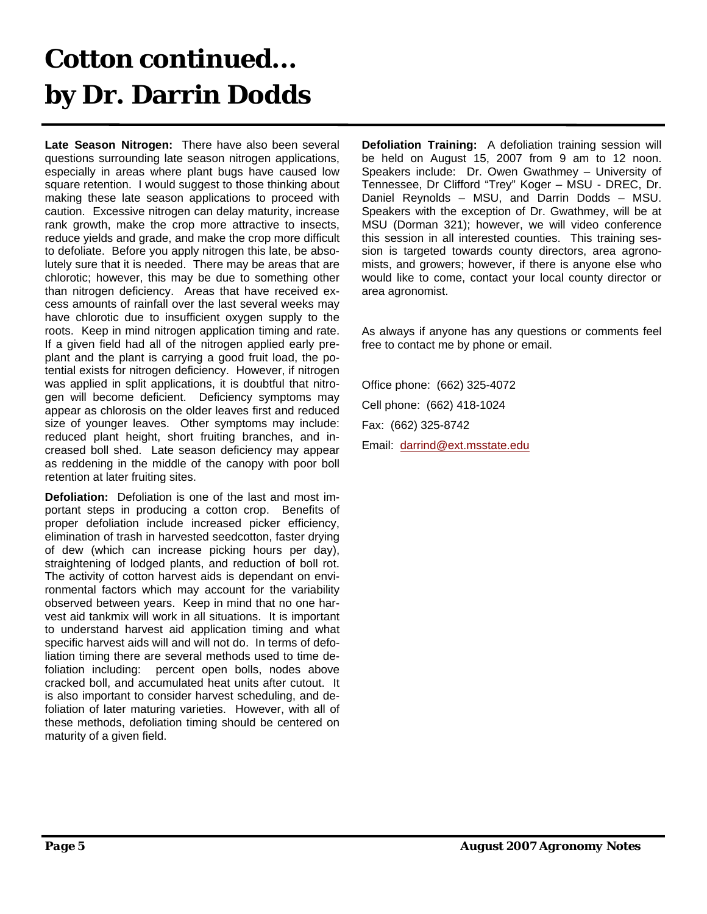# Cotton continued… by Dr. Darrin Dodds

**Late Season Nitrogen:** There have also been several questions surrounding late season nitrogen applications, especially in areas where plant bugs have caused low square retention. I would suggest to those thinking about making these late season applications to proceed with caution. Excessive nitrogen can delay maturity, increase rank growth, make the crop more attractive to insects, reduce yields and grade, and make the crop more difficult to defoliate. Before you apply nitrogen this late, be absolutely sure that it is needed. There may be areas that are chlorotic; however, this may be due to something other than nitrogen deficiency. Areas that have received excess amounts of rainfall over the last several weeks may have chlorotic due to insufficient oxygen supply to the roots. Keep in mind nitrogen application timing and rate. If a given field had all of the nitrogen applied early preplant and the plant is carrying a good fruit load, the potential exists for nitrogen deficiency. However, if nitrogen was applied in split applications, it is doubtful that nitrogen will become deficient. Deficiency symptoms may appear as chlorosis on the older leaves first and reduced size of younger leaves. Other symptoms may include: reduced plant height, short fruiting branches, and increased boll shed. Late season deficiency may appear as reddening in the middle of the canopy with poor boll retention at later fruiting sites.

**Defoliation:** Defoliation is one of the last and most important steps in producing a cotton crop. Benefits of proper defoliation include increased picker efficiency, elimination of trash in harvested seedcotton, faster drying of dew (which can increase picking hours per day), straightening of lodged plants, and reduction of boll rot. The activity of cotton harvest aids is dependant on environmental factors which may account for the variability observed between years. Keep in mind that no one harvest aid tankmix will work in all situations. It is important to understand harvest aid application timing and what specific harvest aids will and will not do. In terms of defoliation timing there are several methods used to time defoliation including: percent open bolls, nodes above cracked boll, and accumulated heat units after cutout. It is also important to consider harvest scheduling, and defoliation of later maturing varieties. However, with all of these methods, defoliation timing should be centered on maturity of a given field.

**Defoliation Training:** A defoliation training session will be held on August 15, 2007 from 9 am to 12 noon. Speakers include: Dr. Owen Gwathmey – University of Tennessee, Dr Clifford "Trey" Koger – MSU - DREC, Dr. Daniel Reynolds – MSU, and Darrin Dodds – MSU. Speakers with the exception of Dr. Gwathmey, will be at MSU (Dorman 321); however, we will video conference this session in all interested counties. This training session is targeted towards county directors, area agronomists, and growers; however, if there is anyone else who would like to come, contact your local county director or area agronomist.

As always if anyone has any questions or comments feel free to contact me by phone or email.

Office phone: (662) 325-4072

Cell phone: (662) 418-1024

Fax: (662) 325-8742

Email: darrind@ext.msstate.edu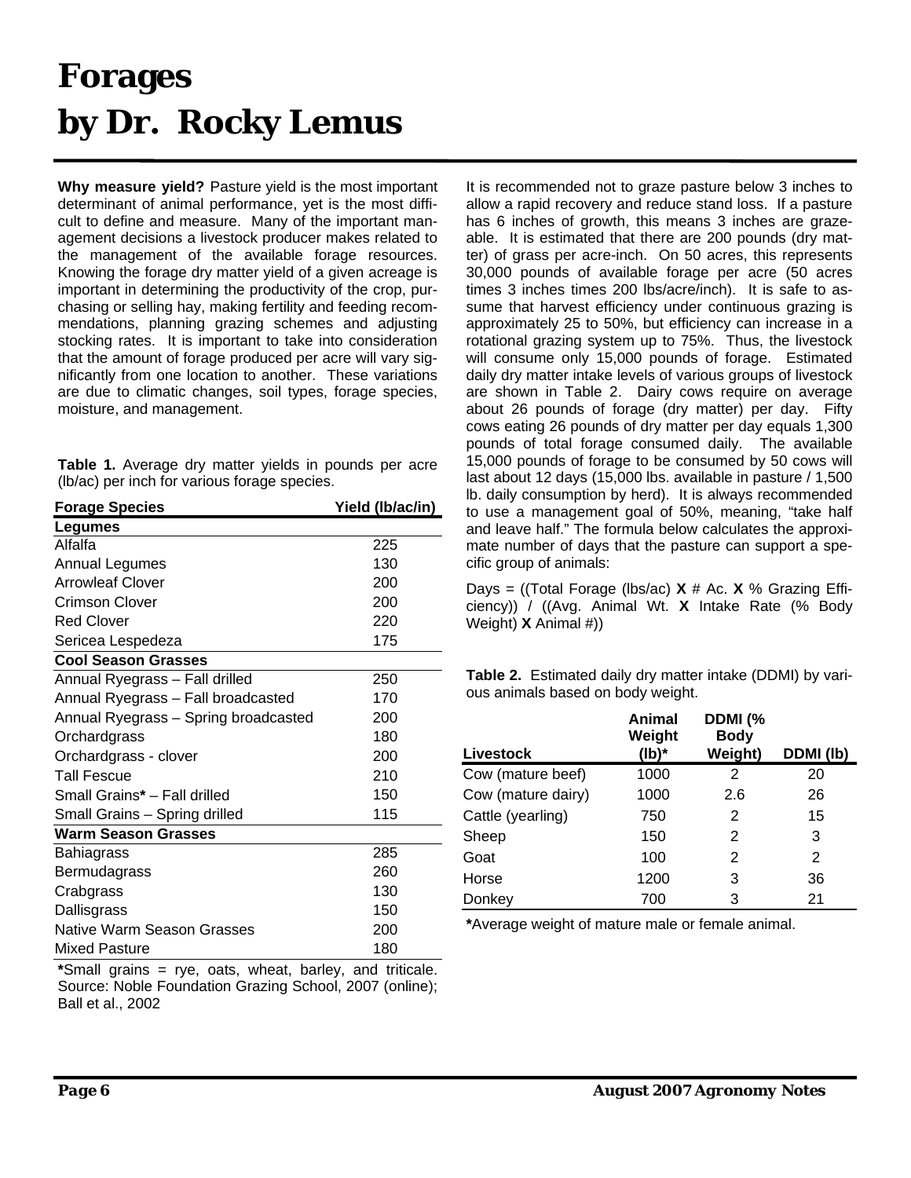# Forages
# by Dr. Rocky Lemus

**Why measure yield?** Pasture yield is the most important determinant of animal performance, yet is the most difficult to define and measure. Many of the important management decisions a livestock producer makes related to the management of the available forage resources. Knowing the forage dry matter yield of a given acreage is important in determining the productivity of the crop, purchasing or selling hay, making fertility and feeding recommendations, planning grazing schemes and adjusting stocking rates. It is important to take into consideration that the amount of forage produced per acre will vary significantly from one location to another. These variations are due to climatic changes, soil types, forage species, moisture, and management.

**Table 1.** Average dry matter yields in pounds per acre (lb/ac) per inch for various forage species.

| Forage Species | Yield (lb/ac/in) |
|---|---|
| **Legumes** | |
| Alfalfa | 225 |
| Annual Legumes | 130 |
| Arrowleaf Clover | 200 |
| Crimson Clover | 200 |
| Red Clover | 220 |
| Sericea Lespedeza | 175 |
| **Cool Season Grasses** | |
| Annual Ryegrass – Fall drilled | 250 |
| Annual Ryegrass – Fall broadcasted | 170 |
| Annual Ryegrass – Spring broadcasted | 200 |
| Orchardgrass | 180 |
| Orchardgrass - clover | 200 |
| Tall Fescue | 210 |
| Small Grains* – Fall drilled | 150 |
| Small Grains – Spring drilled | 115 |
| **Warm Season Grasses** | |
| Bahiagrass | 285 |
| Bermudagrass | 260 |
| Crabgrass | 130 |
| Dallisgrass | 150 |
| Native Warm Season Grasses | 200 |
| Mixed Pasture | 180 |

*Small grains = rye, oats, wheat, barley, and triticale. Source: Noble Foundation Grazing School, 2007 (online); Ball et al., 2002

It is recommended not to graze pasture below 3 inches to allow a rapid recovery and reduce stand loss. If a pasture has 6 inches of growth, this means 3 inches are grazeable. It is estimated that there are 200 pounds (dry matter) of grass per acre-inch. On 50 acres, this represents 30,000 pounds of available forage per acre (50 acres times 3 inches times 200 lbs/acre/inch). It is safe to assume that harvest efficiency under continuous grazing is approximately 25 to 50%, but efficiency can increase in a rotational grazing system up to 75%. Thus, the livestock will consume only 15,000 pounds of forage. Estimated daily dry matter intake levels of various groups of livestock are shown in Table 2. Dairy cows require on average about 26 pounds of forage (dry matter) per day. Fifty cows eating 26 pounds of dry matter per day equals 1,300 pounds of total forage consumed daily. The available 15,000 pounds of forage to be consumed by 50 cows will last about 12 days (15,000 lbs. available in pasture / 1,500 lb. daily consumption by herd). It is always recommended to use a management goal of 50%, meaning, "take half and leave half." The formula below calculates the approximate number of days that the pasture can support a specific group of animals:

Days = ((Total Forage (lbs/ac) **X** # Ac. **X** % Grazing Efficiency)) / ((Avg. Animal Wt. **X** Intake Rate (% Body Weight) **X** Animal #))

**Table 2.** Estimated daily dry matter intake (DDMI) by various animals based on body weight.

| Livestock | Animal Weight (lb)* | DDMI (% Body Weight) | DDMI (lb) |
|---|---|---|---|
| Cow (mature beef) | 1000 | 2 | 20 |
| Cow (mature dairy) | 1000 | 2.6 | 26 |
| Cattle (yearling) | 750 | 2 | 15 |
| Sheep | 150 | 2 | 3 |
| Goat | 100 | 2 | 2 |
| Horse | 1200 | 3 | 36 |
| Donkey | 700 | 3 | 21 |

***Average weight of mature male or female animal.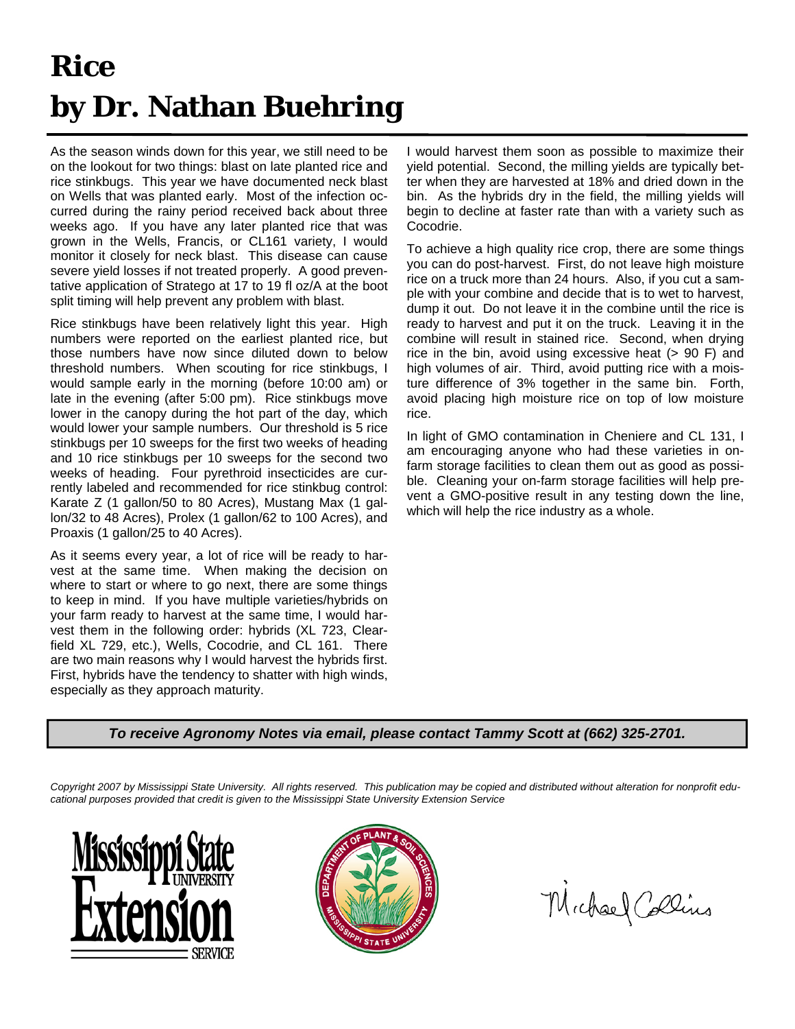# Rice
# by Dr. Nathan Buehring

As the season winds down for this year, we still need to be on the lookout for two things: blast on late planted rice and rice stinkbugs. This year we have documented neck blast on Wells that was planted early. Most of the infection occurred during the rainy period received back about three weeks ago. If you have any later planted rice that was grown in the Wells, Francis, or CL161 variety, I would monitor it closely for neck blast. This disease can cause severe yield losses if not treated properly. A good preventative application of Stratego at 17 to 19 fl oz/A at the boot split timing will help prevent any problem with blast.

Rice stinkbugs have been relatively light this year. High numbers were reported on the earliest planted rice, but those numbers have now since diluted down to below threshold numbers. When scouting for rice stinkbugs, I would sample early in the morning (before 10:00 am) or late in the evening (after 5:00 pm). Rice stinkbugs move lower in the canopy during the hot part of the day, which would lower your sample numbers. Our threshold is 5 rice stinkbugs per 10 sweeps for the first two weeks of heading and 10 rice stinkbugs per 10 sweeps for the second two weeks of heading. Four pyrethroid insecticides are currently labeled and recommended for rice stinkbug control: Karate Z (1 gallon/50 to 80 Acres), Mustang Max (1 gallon/32 to 48 Acres), Prolex (1 gallon/62 to 100 Acres), and Proaxis (1 gallon/25 to 40 Acres).

As it seems every year, a lot of rice will be ready to harvest at the same time. When making the decision on where to start or where to go next, there are some things to keep in mind. If you have multiple varieties/hybrids on your farm ready to harvest at the same time, I would harvest them in the following order: hybrids (XL 723, Clearfield XL 729, etc.), Wells, Cocodrie, and CL 161. There are two main reasons why I would harvest the hybrids first. First, hybrids have the tendency to shatter with high winds, especially as they approach maturity. I would harvest them soon as possible to maximize their yield potential. Second, the milling yields are typically better when they are harvested at 18% and dried down in the bin. As the hybrids dry in the field, the milling yields will begin to decline at faster rate than with a variety such as Cocodrie.

To achieve a high quality rice crop, there are some things you can do post-harvest. First, do not leave high moisture rice on a truck more than 24 hours. Also, if you cut a sample with your combine and decide that is to wet to harvest, dump it out. Do not leave it in the combine until the rice is ready to harvest and put it on the truck. Leaving it in the combine will result in stained rice. Second, when drying rice in the bin, avoid using excessive heat (> 90 F) and high volumes of air. Third, avoid putting rice with a moisture difference of 3% together in the same bin. Forth, avoid placing high moisture rice on top of low moisture rice.

In light of GMO contamination in Cheniere and CL 131, I am encouraging anyone who had these varieties in on-farm storage facilities to clean them out as good as possible. Cleaning your on-farm storage facilities will help prevent a GMO-positive result in any testing down the line, which will help the rice industry as a whole.

***To receive Agronomy Notes via email, please contact Tammy Scott at (662) 325-2701.***

*Copyright 2007 by Mississippi State University. All rights reserved. This publication may be copied and distributed without alteration for nonprofit educational purposes provided that credit is given to the Mississippi State University Extension Service*

Mississippi State University Extension Service

Department of Plant & Soil Sciences, Mississippi State University

Michael Collins